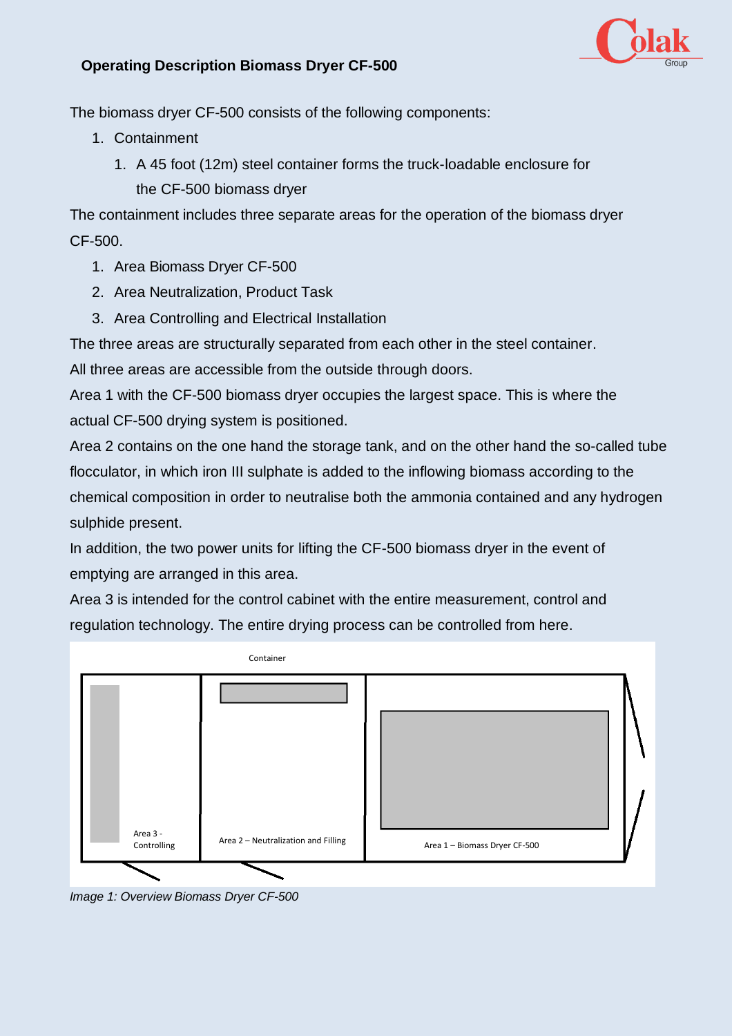## Operating Description Biomass Dryer CF-500

The biomass dryer CF-500 consists of the following components:

1. Containment
    1. A 45 foot (12m) steel container forms the truck-loadable enclosure for the CF-500 biomass dryer

The containment includes three separate areas for the operation of the biomass dryer CF-500.

1. Area Biomass Dryer CF-500
2. Area Neutralization, Product Task
3. Area Controlling and Electrical Installation

The three areas are structurally separated from each other in the steel container.
All three areas are accessible from the outside through doors.
Area 1 with the CF-500 biomass dryer occupies the largest space. This is where the actual CF-500 drying system is positioned.
Area 2 contains on the one hand the storage tank, and on the other hand the so-called tube flocculator, in which iron III sulphate is added to the inflowing biomass according to the chemical composition in order to neutralise both the ammonia contained and any hydrogen sulphide present.
In addition, the two power units for lifting the CF-500 biomass dryer in the event of emptying are arranged in this area.
Area 3 is intended for the control cabinet with the entire measurement, control and regulation technology. The entire drying process can be controlled from here.

Container

Area 3 - Controlling

Area 2 – Neutralization and Filling

Area 1 – Biomass Dryer CF-500

*Image 1: Overview Biomass Dryer CF-500*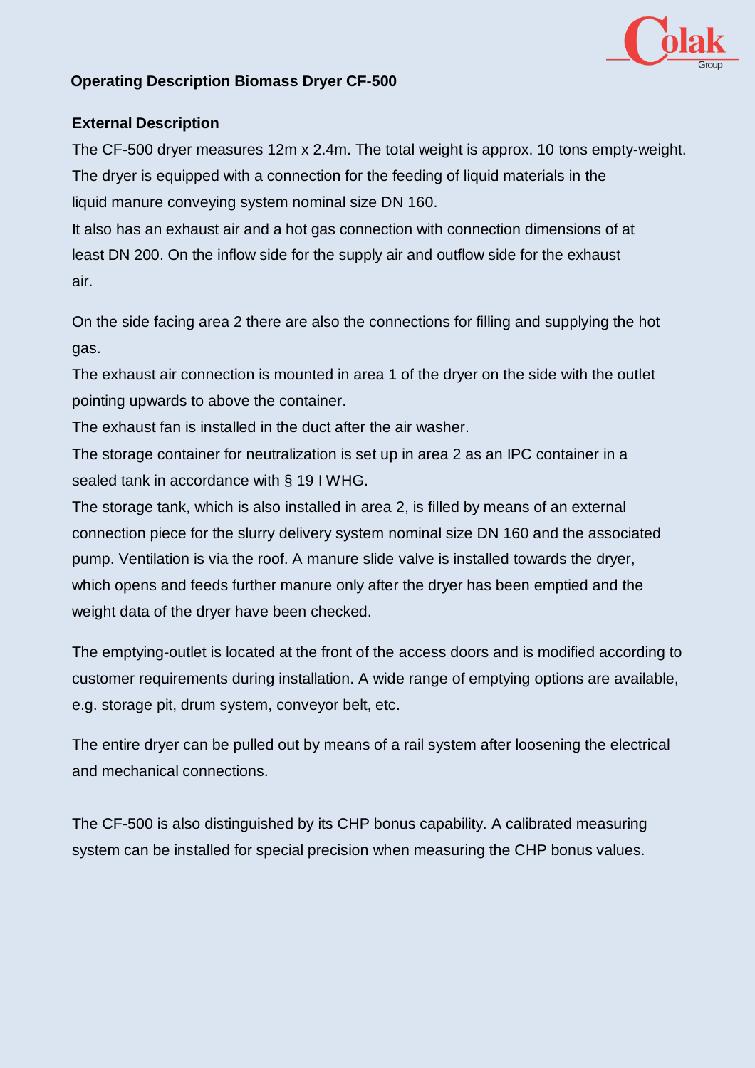## Operating Description Biomass Dryer CF-500

### External Description

The CF-500 dryer measures 12m x 2.4m. The total weight is approx. 10 tons empty-weight. The dryer is equipped with a connection for the feeding of liquid materials in the liquid manure conveying system nominal size DN 160.
It also has an exhaust air and a hot gas connection with connection dimensions of at least DN 200. On the inflow side for the supply air and outflow side for the exhaust air.

On the side facing area 2 there are also the connections for filling and supplying the hot gas.
The exhaust air connection is mounted in area 1 of the dryer on the side with the outlet pointing upwards to above the container.
The exhaust fan is installed in the duct after the air washer.
The storage container for neutralization is set up in area 2 as an IPC container in a sealed tank in accordance with § 19 I WHG.
The storage tank, which is also installed in area 2, is filled by means of an external connection piece for the slurry delivery system nominal size DN 160 and the associated pump. Ventilation is via the roof. A manure slide valve is installed towards the dryer, which opens and feeds further manure only after the dryer has been emptied and the weight data of the dryer have been checked.

The emptying-outlet is located at the front of the access doors and is modified according to customer requirements during installation. A wide range of emptying options are available, e.g. storage pit, drum system, conveyor belt, etc.

The entire dryer can be pulled out by means of a rail system after loosening the electrical and mechanical connections.

The CF-500 is also distinguished by its CHP bonus capability. A calibrated measuring system can be installed for special precision when measuring the CHP bonus values.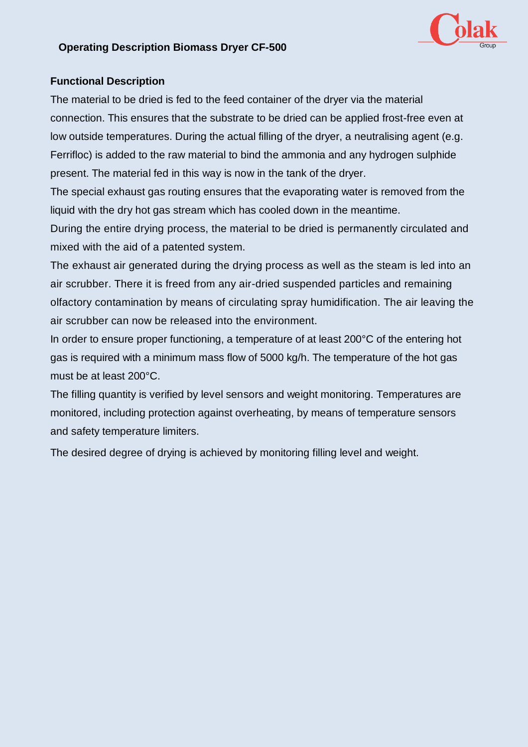## Functional Description

The material to be dried is fed to the feed container of the dryer via the material connection. This ensures that the substrate to be dried can be applied frost-free even at low outside temperatures. During the actual filling of the dryer, a neutralising agent (e.g. Ferrifloc) is added to the raw material to bind the ammonia and any hydrogen sulphide present. The material fed in this way is now in the tank of the dryer.

The special exhaust gas routing ensures that the evaporating water is removed from the liquid with the dry hot gas stream which has cooled down in the meantime.

During the entire drying process, the material to be dried is permanently circulated and mixed with the aid of a patented system.

The exhaust air generated during the drying process as well as the steam is led into an air scrubber. There it is freed from any air-dried suspended particles and remaining olfactory contamination by means of circulating spray humidification. The air leaving the air scrubber can now be released into the environment.

In order to ensure proper functioning, a temperature of at least 200°C of the entering hot gas is required with a minimum mass flow of 5000 kg/h. The temperature of the hot gas must be at least 200°C.

The filling quantity is verified by level sensors and weight monitoring. Temperatures are monitored, including protection against overheating, by means of temperature sensors and safety temperature limiters.

The desired degree of drying is achieved by monitoring filling level and weight.